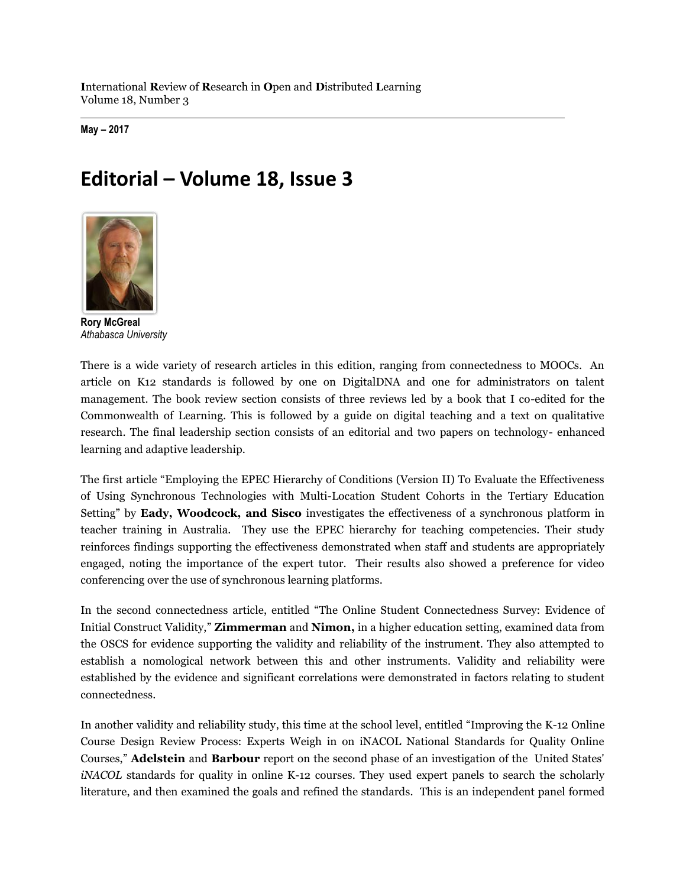International Review of Research in Open and Distributed Learning
Volume 18, Number 3

**May – 2017**

# Editorial – Volume 18, Issue 3

**Rory McGreal**
*Athabasca University*

There is a wide variety of research articles in this edition, ranging from connectedness to MOOCs. An article on K12 standards is followed by one on DigitalDNA and one for administrators on talent management. The book review section consists of three reviews led by a book that I co-edited for the Commonwealth of Learning. This is followed by a guide on digital teaching and a text on qualitative research. The final leadership section consists of an editorial and two papers on technology- enhanced learning and adaptive leadership.

The first article "Employing the EPEC Hierarchy of Conditions (Version II) To Evaluate the Effectiveness of Using Synchronous Technologies with Multi-Location Student Cohorts in the Tertiary Education Setting" by **Eady, Woodcock, and Sisco** investigates the effectiveness of a synchronous platform in teacher training in Australia. They use the EPEC hierarchy for teaching competencies. Their study reinforces findings supporting the effectiveness demonstrated when staff and students are appropriately engaged, noting the importance of the expert tutor. Their results also showed a preference for video conferencing over the use of synchronous learning platforms.

In the second connectedness article, entitled "The Online Student Connectedness Survey: Evidence of Initial Construct Validity," **Zimmerman** and **Nimon,** in a higher education setting, examined data from the OSCS for evidence supporting the validity and reliability of the instrument. They also attempted to establish a nomological network between this and other instruments. Validity and reliability were established by the evidence and significant correlations were demonstrated in factors relating to student connectedness.

In another validity and reliability study, this time at the school level, entitled "Improving the K-12 Online Course Design Review Process: Experts Weigh in on iNACOL National Standards for Quality Online Courses," **Adelstein** and **Barbour** report on the second phase of an investigation of the United States' *iNACOL* standards for quality in online K-12 courses. They used expert panels to search the scholarly literature, and then examined the goals and refined the standards. This is an independent panel formed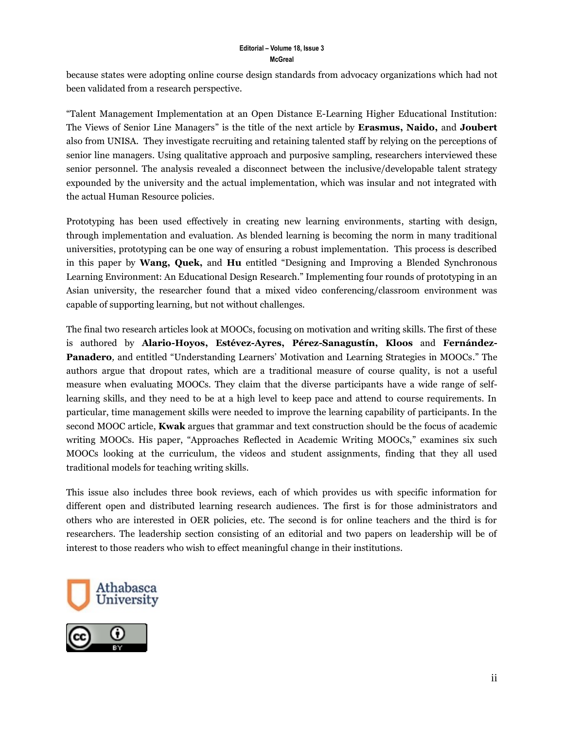because states were adopting online course design standards from advocacy organizations which had not been validated from a research perspective.

"Talent Management Implementation at an Open Distance E-Learning Higher Educational Institution: The Views of Senior Line Managers" is the title of the next article by **Erasmus, Naido,** and **Joubert** also from UNISA. They investigate recruiting and retaining talented staff by relying on the perceptions of senior line managers. Using qualitative approach and purposive sampling, researchers interviewed these senior personnel. The analysis revealed a disconnect between the inclusive/developable talent strategy expounded by the university and the actual implementation, which was insular and not integrated with the actual Human Resource policies.

Prototyping has been used effectively in creating new learning environments, starting with design, through implementation and evaluation. As blended learning is becoming the norm in many traditional universities, prototyping can be one way of ensuring a robust implementation. This process is described in this paper by **Wang, Quek,** and **Hu** entitled "Designing and Improving a Blended Synchronous Learning Environment: An Educational Design Research." Implementing four rounds of prototyping in an Asian university, the researcher found that a mixed video conferencing/classroom environment was capable of supporting learning, but not without challenges.

The final two research articles look at MOOCs, focusing on motivation and writing skills. The first of these is authored by **Alario-Hoyos, Estévez-Ayres, Pérez-Sanagustín, Kloos** and **Fernández-Panadero**, and entitled "Understanding Learners' Motivation and Learning Strategies in MOOCs." The authors argue that dropout rates, which are a traditional measure of course quality, is not a useful measure when evaluating MOOCs. They claim that the diverse participants have a wide range of self-learning skills, and they need to be at a high level to keep pace and attend to course requirements. In particular, time management skills were needed to improve the learning capability of participants. In the second MOOC article, **Kwak** argues that grammar and text construction should be the focus of academic writing MOOCs. His paper, "Approaches Reflected in Academic Writing MOOCs," examines six such MOOCs looking at the curriculum, the videos and student assignments, finding that they all used traditional models for teaching writing skills.

This issue also includes three book reviews, each of which provides us with specific information for different open and distributed learning research audiences. The first is for those administrators and others who are interested in OER policies, etc. The second is for online teachers and the third is for researchers. The leadership section consisting of an editorial and two papers on leadership will be of interest to those readers who wish to effect meaningful change in their institutions.